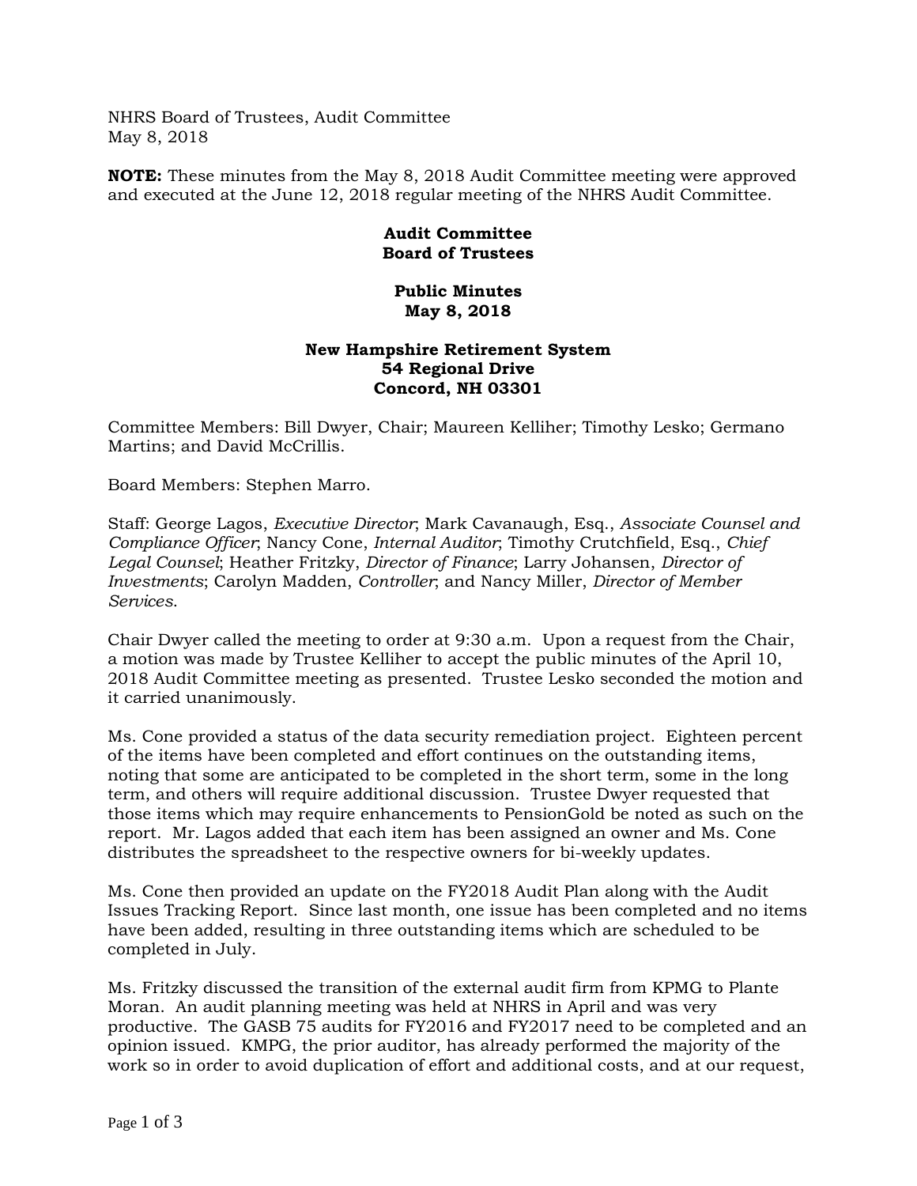NHRS Board of Trustees, Audit Committee
May 8, 2018

**NOTE:** These minutes from the May 8, 2018 Audit Committee meeting were approved and executed at the June 12, 2018 regular meeting of the NHRS Audit Committee.

**Audit Committee**
**Board of Trustees**

**Public Minutes**
**May 8, 2018**

**New Hampshire Retirement System**
**54 Regional Drive**
**Concord, NH 03301**

Committee Members: Bill Dwyer, Chair; Maureen Kelliher; Timothy Lesko; Germano Martins; and David McCrillis.

Board Members: Stephen Marro.

Staff: George Lagos, *Executive Director*; Mark Cavanaugh, Esq., *Associate Counsel and Compliance Officer*; Nancy Cone, *Internal Auditor*; Timothy Crutchfield, Esq., *Chief Legal Counsel*; Heather Fritzky, *Director of Finance*; Larry Johansen, *Director of Investments*; Carolyn Madden, *Controller*; and Nancy Miller, *Director of Member Services.*

Chair Dwyer called the meeting to order at 9:30 a.m. Upon a request from the Chair, a motion was made by Trustee Kelliher to accept the public minutes of the April 10, 2018 Audit Committee meeting as presented. Trustee Lesko seconded the motion and it carried unanimously.

Ms. Cone provided a status of the data security remediation project. Eighteen percent of the items have been completed and effort continues on the outstanding items, noting that some are anticipated to be completed in the short term, some in the long term, and others will require additional discussion. Trustee Dwyer requested that those items which may require enhancements to PensionGold be noted as such on the report. Mr. Lagos added that each item has been assigned an owner and Ms. Cone distributes the spreadsheet to the respective owners for bi-weekly updates.

Ms. Cone then provided an update on the FY2018 Audit Plan along with the Audit Issues Tracking Report. Since last month, one issue has been completed and no items have been added, resulting in three outstanding items which are scheduled to be completed in July.

Ms. Fritzky discussed the transition of the external audit firm from KPMG to Plante Moran. An audit planning meeting was held at NHRS in April and was very productive. The GASB 75 audits for FY2016 and FY2017 need to be completed and an opinion issued. KMPG, the prior auditor, has already performed the majority of the work so in order to avoid duplication of effort and additional costs, and at our request,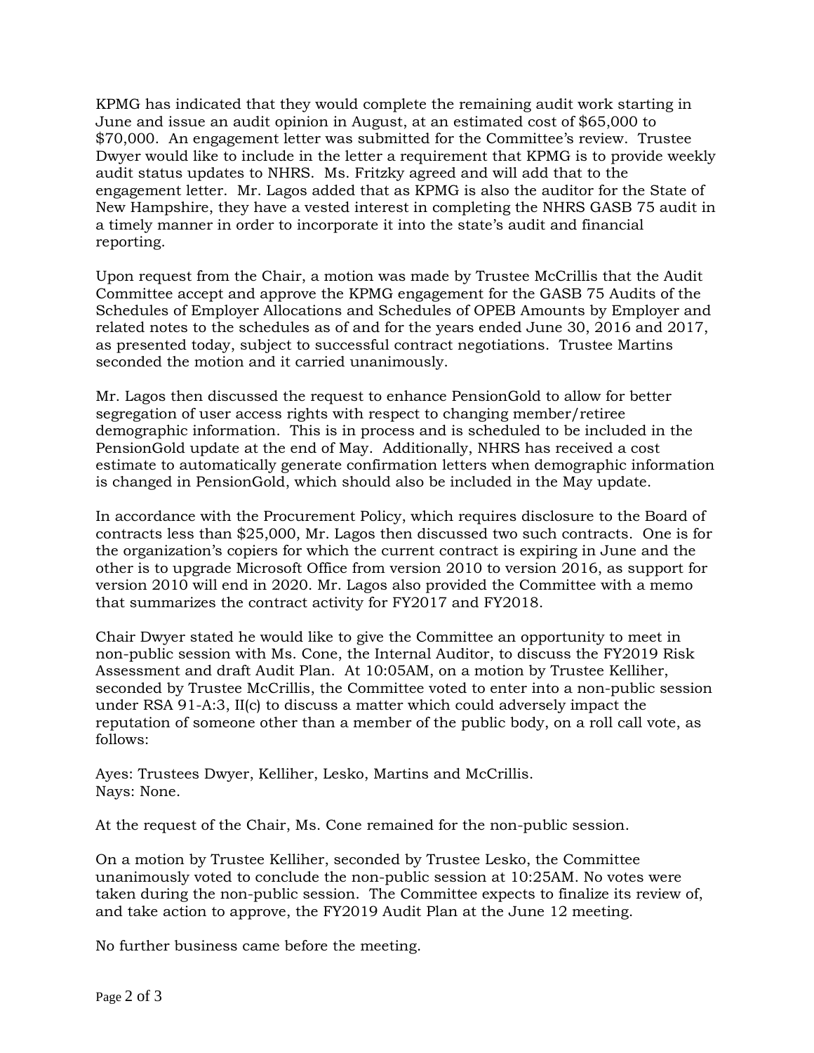KPMG has indicated that they would complete the remaining audit work starting in June and issue an audit opinion in August, at an estimated cost of $65,000 to $70,000. An engagement letter was submitted for the Committee's review. Trustee Dwyer would like to include in the letter a requirement that KPMG is to provide weekly audit status updates to NHRS. Ms. Fritzky agreed and will add that to the engagement letter. Mr. Lagos added that as KPMG is also the auditor for the State of New Hampshire, they have a vested interest in completing the NHRS GASB 75 audit in a timely manner in order to incorporate it into the state's audit and financial reporting.

Upon request from the Chair, a motion was made by Trustee McCrillis that the Audit Committee accept and approve the KPMG engagement for the GASB 75 Audits of the Schedules of Employer Allocations and Schedules of OPEB Amounts by Employer and related notes to the schedules as of and for the years ended June 30, 2016 and 2017, as presented today, subject to successful contract negotiations. Trustee Martins seconded the motion and it carried unanimously.

Mr. Lagos then discussed the request to enhance PensionGold to allow for better segregation of user access rights with respect to changing member/retiree demographic information. This is in process and is scheduled to be included in the PensionGold update at the end of May. Additionally, NHRS has received a cost estimate to automatically generate confirmation letters when demographic information is changed in PensionGold, which should also be included in the May update.

In accordance with the Procurement Policy, which requires disclosure to the Board of contracts less than $25,000, Mr. Lagos then discussed two such contracts. One is for the organization's copiers for which the current contract is expiring in June and the other is to upgrade Microsoft Office from version 2010 to version 2016, as support for version 2010 will end in 2020. Mr. Lagos also provided the Committee with a memo that summarizes the contract activity for FY2017 and FY2018.

Chair Dwyer stated he would like to give the Committee an opportunity to meet in non-public session with Ms. Cone, the Internal Auditor, to discuss the FY2019 Risk Assessment and draft Audit Plan. At 10:05AM, on a motion by Trustee Kelliher, seconded by Trustee McCrillis, the Committee voted to enter into a non-public session under RSA 91-A:3, II(c) to discuss a matter which could adversely impact the reputation of someone other than a member of the public body, on a roll call vote, as follows:

Ayes: Trustees Dwyer, Kelliher, Lesko, Martins and McCrillis.
Nays: None.

At the request of the Chair, Ms. Cone remained for the non-public session.

On a motion by Trustee Kelliher, seconded by Trustee Lesko, the Committee unanimously voted to conclude the non-public session at 10:25AM. No votes were taken during the non-public session. The Committee expects to finalize its review of, and take action to approve, the FY2019 Audit Plan at the June 12 meeting.

No further business came before the meeting.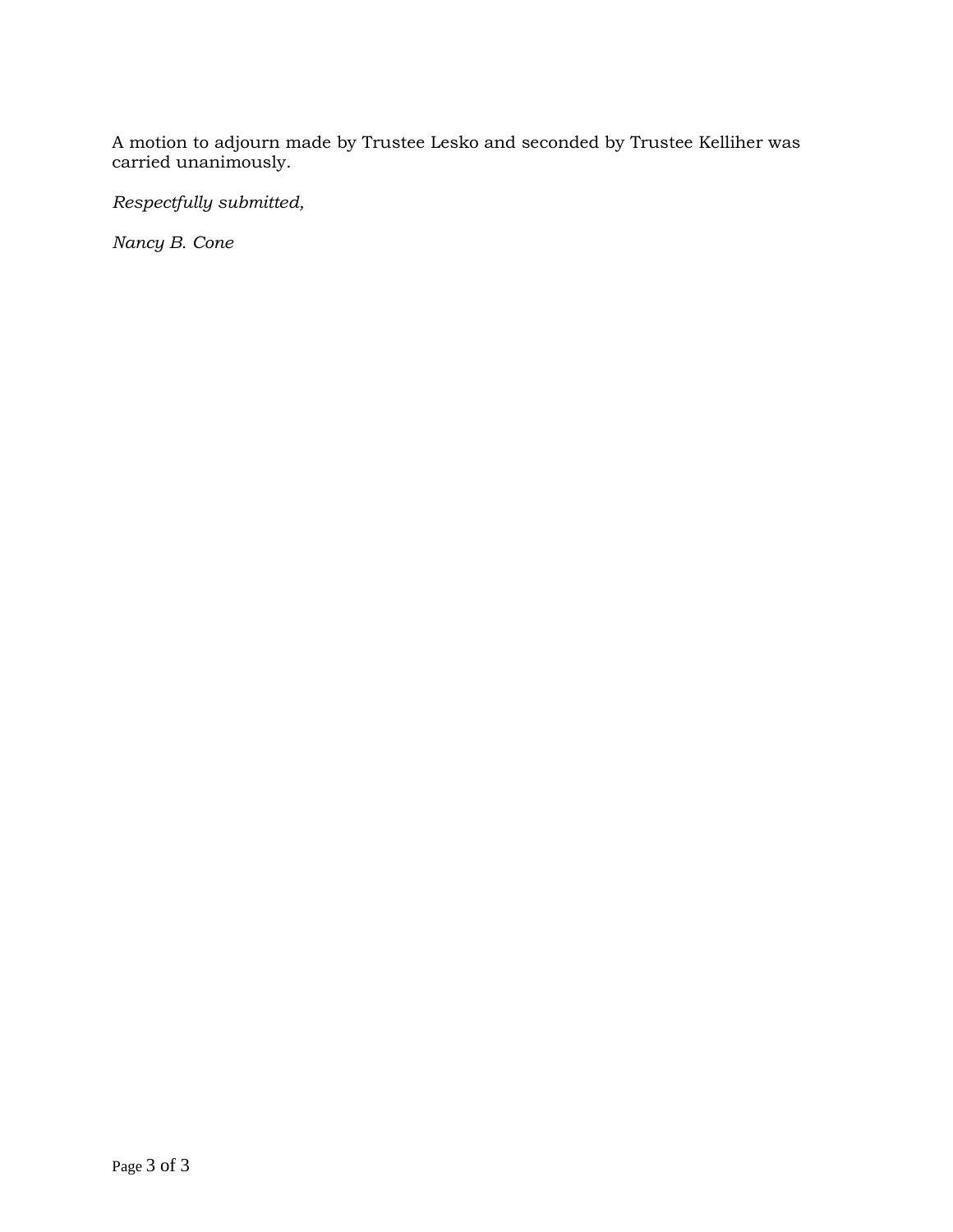A motion to adjourn made by Trustee Lesko and seconded by Trustee Kelliher was carried unanimously.

*Respectfully submitted,*

*Nancy B. Cone*